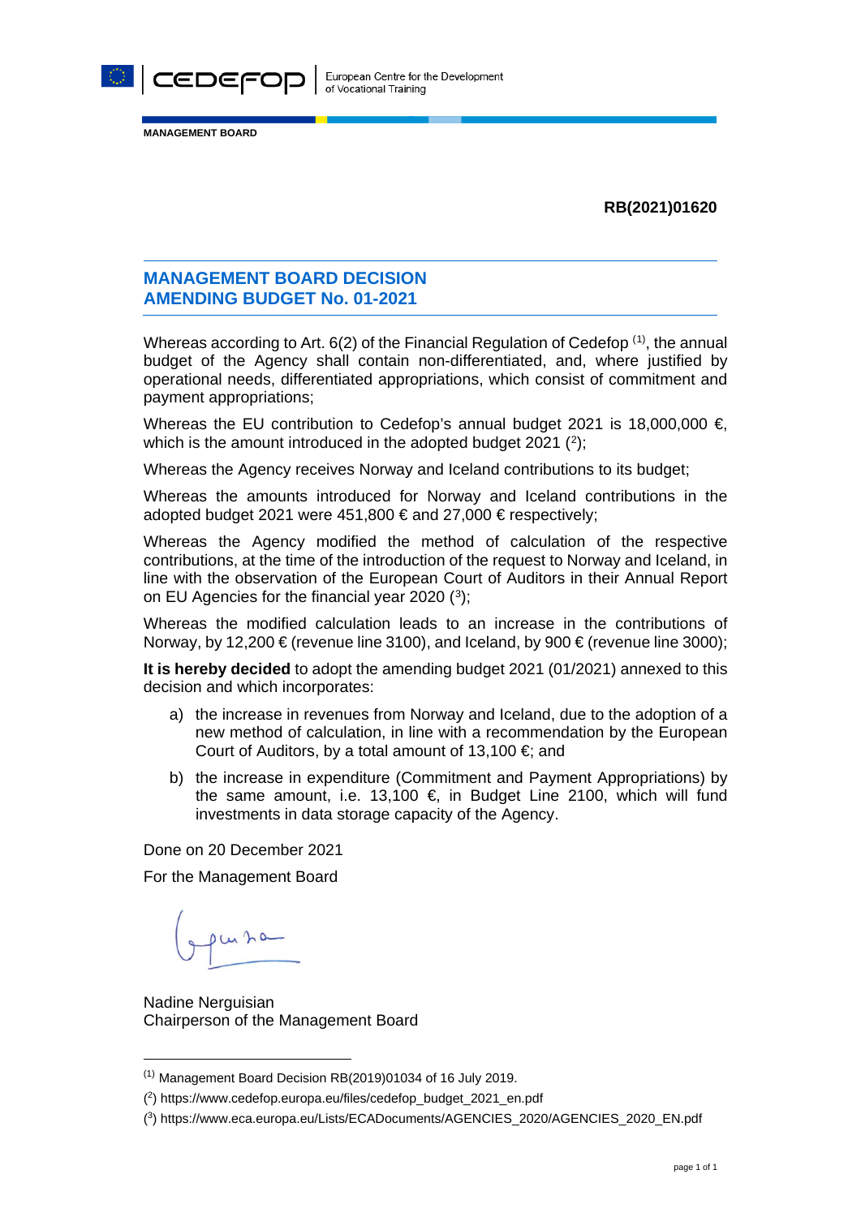MANAGEMENT BOARD

**RB(2021)01620**

## MANAGEMENT BOARD DECISION AMENDING BUDGET No. 01-2021

Whereas according to Art. 6(2) of the Financial Regulation of Cedefop [1], the annual budget of the Agency shall contain non-differentiated, and, where justified by operational needs, differentiated appropriations, which consist of commitment and payment appropriations;

Whereas the EU contribution to Cedefop's annual budget 2021 is 18,000,000 €, which is the amount introduced in the adopted budget 2021 ([2]);

Whereas the Agency receives Norway and Iceland contributions to its budget;

Whereas the amounts introduced for Norway and Iceland contributions in the adopted budget 2021 were 451,800 € and 27,000 € respectively;

Whereas the Agency modified the method of calculation of the respective contributions, at the time of the introduction of the request to Norway and Iceland, in line with the observation of the European Court of Auditors in their Annual Report on EU Agencies for the financial year 2020 ([3]);

Whereas the modified calculation leads to an increase in the contributions of Norway, by 12,200 € (revenue line 3100), and Iceland, by 900 € (revenue line 3000);

**It is hereby decided** to adopt the amending budget 2021 (01/2021) annexed to this decision and which incorporates:

a) the increase in revenues from Norway and Iceland, due to the adoption of a new method of calculation, in line with a recommendation by the European Court of Auditors, by a total amount of 13,100 €; and

b) the increase in expenditure (Commitment and Payment Appropriations) by the same amount, i.e. 13,100 €, in Budget Line 2100, which will fund investments in data storage capacity of the Agency.

Done on 20 December 2021

For the Management Board

Nadine Nerguisian
Chairperson of the Management Board

---

[1] Management Board Decision RB(2019)01034 of 16 July 2019.

([2]) https://www.cedefop.europa.eu/files/cedefop_budget_2021_en.pdf

([3]) https://www.eca.europa.eu/Lists/ECADocuments/AGENCIES_2020/AGENCIES_2020_EN.pdf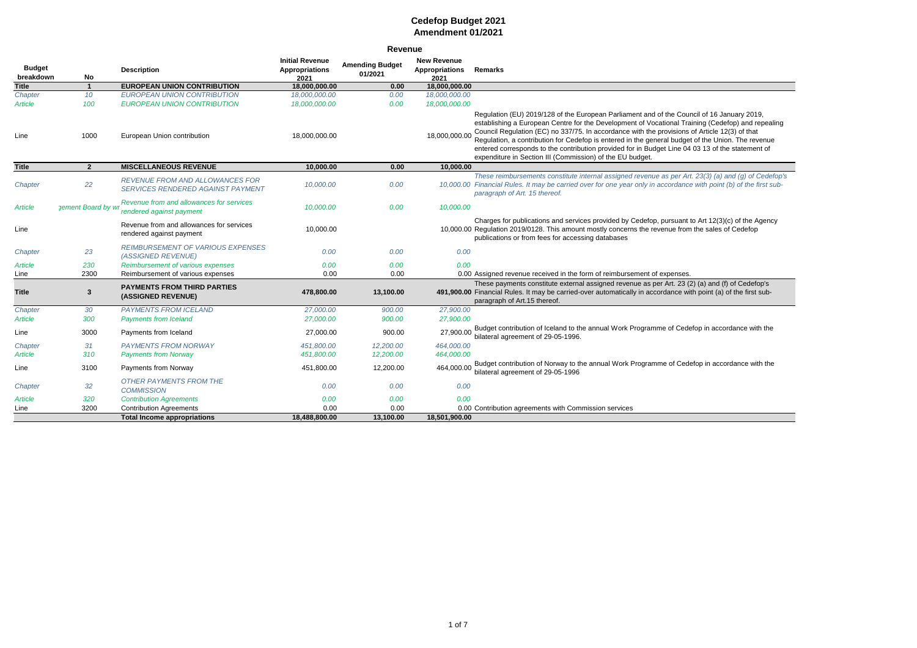# Cedefop Budget 2021
## Amendment 01/2021

### Revenue

| Budget breakdown | No | Description | Initial Revenue Appropriations 2021 | Amending Budget 01/2021 | New Revenue Appropriations 2021 | Remarks |
|---|---|---|---|---|---|---|
| **Title** | **1** | **EUROPEAN UNION CONTRIBUTION** | **18,000,000.00** | **0.00** | **18,000,000.00** | |
| *Chapter* | *10* | *EUROPEAN UNION CONTRIBUTION* | *18,000,000.00* | *0.00* | *18,000,000.00* | |
| *Article* | *100* | *EUROPEAN UNION CONTRIBUTION* | *18,000,000.00* | *0.00* | *18,000,000.00* | |
| Line | 1000 | European Union contribution | 18,000,000.00 | | 18,000,000.00 | Regulation (EU) 2019/128 of the European Parliament and of the Council of 16 January 2019, establishing a European Centre for the Development of Vocational Training (Cedefop) and repealing Council Regulation (EC) no 337/75. In accordance with the provisions of Article 12(3) of that Regulation, a contribution for Cedefop is entered in the general budget of the Union. The revenue entered corresponds to the contribution provided for in Budget Line 04 03 13 of the statement of expenditure in Section III (Commission) of the EU budget. |
| **Title** | **2** | **MISCELLANEOUS REVENUE** | **10,000.00** | **0.00** | **10,000.00** | |
| *Chapter* | *22* | *REVENUE FROM AND ALLOWANCES FOR SERVICES RENDERED AGAINST PAYMENT* | *10,000.00* | *0.00* | *10,000.00* | *These reimbursements constitute internal assigned revenue as per Art. 23(3) (a) and (g) of Cedefop's Financial Rules. It may be carried over for one year only in accordance with point (b) of the first sub-paragraph of Art. 15 thereof.* |
| *Article* | *gement Board by wr* | *Revenue from and allowances for services rendered against payment* | *10,000.00* | *0.00* | *10,000.00* | |
| Line | | Revenue from and allowances for services rendered against payment | 10,000.00 | | 10,000.00 | Charges for publications and services provided by Cedefop, pursuant to Art 12(3)(c) of the Agency Regulation 2019/0128. This amount mostly concerns the revenue from the sales of Cedefop publications or from fees for accessing databases |
| *Chapter* | *23* | *REIMBURSEMENT OF VARIOUS EXPENSES (ASSIGNED REVENUE)* | *0.00* | *0.00* | *0.00* | |
| *Article* | *230* | *Reimbursement of various expenses* | *0.00* | *0.00* | *0.00* | |
| Line | 2300 | Reimbursement of various expenses | 0.00 | 0.00 | 0.00 | Assigned revenue received in the form of reimbursement of expenses. |
| **Title** | **3** | **PAYMENTS FROM THIRD PARTIES (ASSIGNED REVENUE)** | **478,800.00** | **13,100.00** | **491,900.00** | These payments constitute external assigned revenue as per Art. 23 (2) (a) and (f) of Cedefop's Financial Rules. It may be carried-over automatically in accordance with point (a) of the first sub-paragraph of Art.15 thereof. |
| *Chapter* | *30* | *PAYMENTS FROM ICELAND* | *27,000.00* | *900.00* | *27,900.00* | |
| *Article* | *300* | *Payments from Iceland* | *27,000.00* | *900.00* | *27,900.00* | |
| Line | 3000 | Payments from Iceland | 27,000.00 | 900.00 | 27,900.00 | Budget contribution of Iceland to the annual Work Programme of Cedefop in accordance with the bilateral agreement of 29-05-1996. |
| *Chapter* | *31* | *PAYMENTS FROM NORWAY* | *451,800.00* | *12,200.00* | *464,000.00* | |
| *Article* | *310* | *Payments from Norway* | *451,800.00* | *12,200.00* | *464,000.00* | |
| Line | 3100 | Payments from Norway | 451,800.00 | 12,200.00 | 464,000.00 | Budget contribution of Norway to the annual Work Programme of Cedefop in accordance with the bilateral agreement of 29-05-1996 |
| *Chapter* | *32* | *OTHER PAYMENTS FROM THE COMMISSION* | *0.00* | *0.00* | *0.00* | |
| *Article* | *320* | *Contribution Agreements* | *0.00* | *0.00* | *0.00* | |
| Line | 3200 | Contribution Agreements | 0.00 | 0.00 | 0.00 | Contribution agreements with Commission services |
| | | **Total Income appropriations** | **18,488,800.00** | **13,100.00** | **18,501,900.00** | |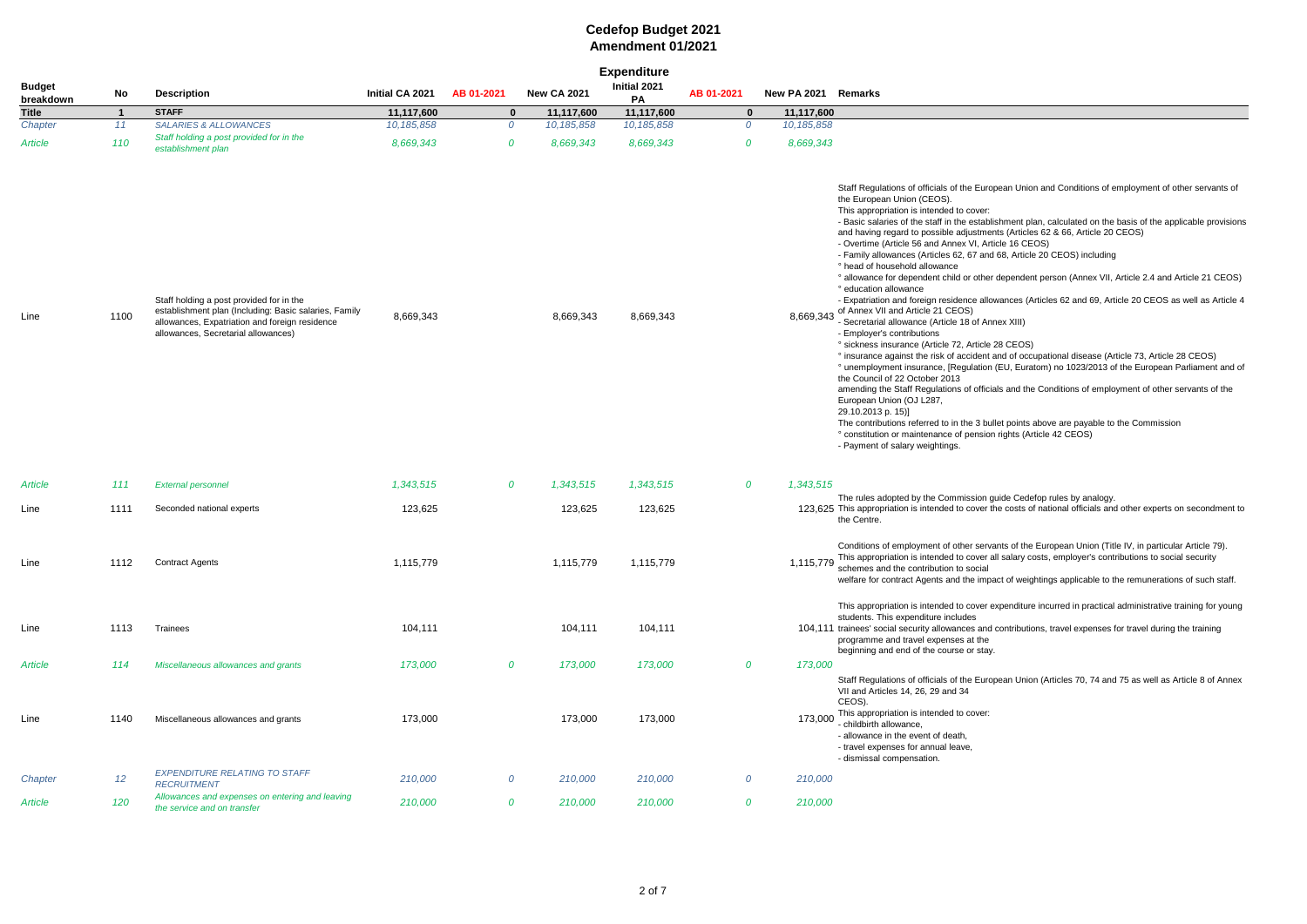# Cedefop Budget 2021

## Amendment 01/2021

### Expenditure

| Budget breakdown | No | Description | Initial CA 2021 | AB 01-2021 | New CA 2021 | Initial 2021 PA | AB 01-2021 | New PA 2021 | Remarks |
|---|---|---|---|---|---|---|---|---|---|
| **Title** | **1** | **STAFF** | **11,117,600** | **0** | **11,117,600** | **11,117,600** | **0** | **11,117,600** | |
| *Chapter* | *11* | *SALARIES & ALLOWANCES* | *10,185,858* | *0* | *10,185,858* | *10,185,858* | *0* | *10,185,858* | |
| *Article* | *110* | *Staff holding a post provided for in the establishment plan* | *8,669,343* | *0* | *8,669,343* | *8,669,343* | *0* | *8,669,343* | |
| Line | 1100 | Staff holding a post provided for in the establishment plan (Including: Basic salaries, Family allowances, Expatriation and foreign residence allowances, Secretarial allowances) | 8,669,343 | | 8,669,343 | 8,669,343 | | 8,669,343 | Staff Regulations of officials of the European Union and Conditions of employment of other servants of the European Union (CEOS).<br>This appropriation is intended to cover:<br>- Basic salaries of the staff in the establishment plan, calculated on the basis of the applicable provisions and having regard to possible adjustments (Articles 62 & 66, Article 20 CEOS)<br>- Overtime (Article 56 and Annex VI, Article 16 CEOS)<br>- Family allowances (Articles 62, 67 and 68, Article 20 CEOS) including<br>° head of household allowance<br>° allowance for dependent child or other dependent person (Annex VII, Article 2.4 and Article 21 CEOS)<br>° education allowance<br>- Expatriation and foreign residence allowances (Articles 62 and 69, Article 20 CEOS as well as Article 4 of Annex VII and Article 21 CEOS)<br>- Secretarial allowance (Article 18 of Annex XIII)<br>- Employer's contributions<br>° sickness insurance (Article 72, Article 28 CEOS)<br>° insurance against the risk of accident and of occupational disease (Article 73, Article 28 CEOS)<br>° unemployment insurance, [Regulation (EU, Euratom) no 1023/2013 of the European Parliament and of the Council of 22 October 2013<br>amending the Staff Regulations of officials and the Conditions of employment of other servants of the European Union (OJ L287,<br>29.10.2013 p. 15)]<br>The contributions referred to in the 3 bullet points above are payable to the Commission<br>° constitution or maintenance of pension rights (Article 42 CEOS)<br>- Payment of salary weightings. |
| *Article* | *111* | *External personnel* | *1,343,515* | *0* | *1,343,515* | *1,343,515* | *0* | *1,343,515* | |
| Line | 1111 | Seconded national experts | 123,625 | | 123,625 | 123,625 | | 123,625 | The rules adopted by the Commission guide Cedefop rules by analogy.<br>This appropriation is intended to cover the costs of national officials and other experts on secondment to the Centre. |
| Line | 1112 | Contract Agents | 1,115,779 | | 1,115,779 | 1,115,779 | | 1,115,779 | Conditions of employment of other servants of the European Union (Title IV, in particular Article 79).<br>This appropriation is intended to cover all salary costs, employer's contributions to social security schemes and the contribution to social<br>welfare for contract Agents and the impact of weightings applicable to the remunerations of such staff. |
| Line | 1113 | Trainees | 104,111 | | 104,111 | 104,111 | | 104,111 | This appropriation is intended to cover expenditure incurred in practical administrative training for young students. This expenditure includes<br>trainees' social security allowances and contributions, travel expenses for travel during the training programme and travel expenses at the<br>beginning and end of the course or stay. |
| *Article* | *114* | *Miscellaneous allowances and grants* | *173,000* | *0* | *173,000* | *173,000* | *0* | *173,000* | |
| Line | 1140 | Miscellaneous allowances and grants | 173,000 | | 173,000 | 173,000 | | 173,000 | Staff Regulations of officials of the European Union (Articles 70, 74 and 75 as well as Article 8 of Annex VII and Articles 14, 26, 29 and 34<br>CEOS).<br>This appropriation is intended to cover:<br>- childbirth allowance,<br>- allowance in the event of death,<br>- travel expenses for annual leave,<br>- dismissal compensation. |
| *Chapter* | *12* | *EXPENDITURE RELATING TO STAFF RECRUITMENT* | *210,000* | *0* | *210,000* | *210,000* | *0* | *210,000* | |
| *Article* | *120* | *Allowances and expenses on entering and leaving the service and on transfer* | *210,000* | *0* | *210,000* | *210,000* | *0* | *210,000* | |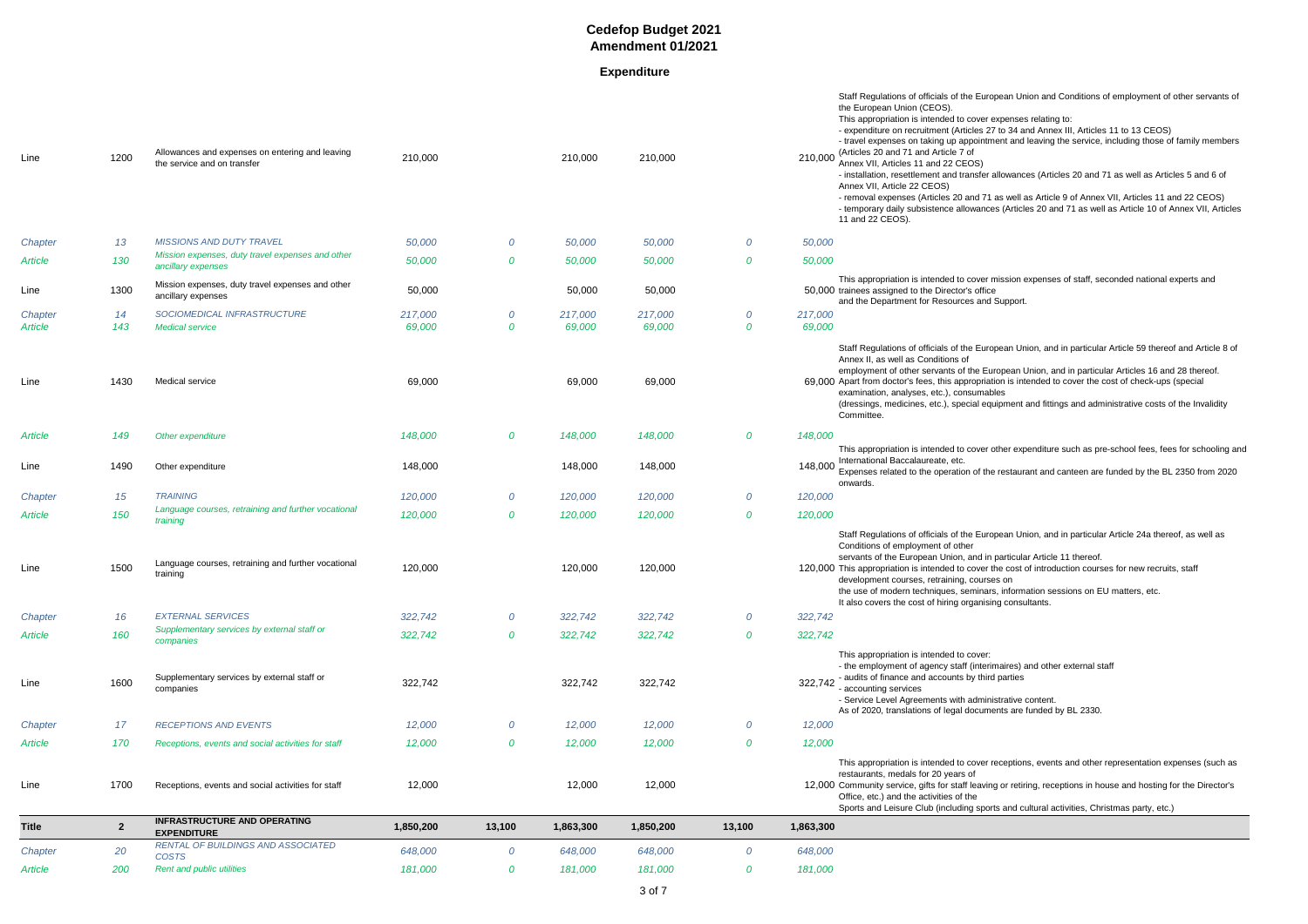# Cedefop Budget 2021
## Amendment 01/2021

### Expenditure

| | | | | | | | | |
|---|---|---|---|---|---|---|---|---|
| Line | 1200 | Allowances and expenses on entering and leaving the service and on transfer | 210,000 | | 210,000 | 210,000 | | 210,000 | Staff Regulations of officials of the European Union and Conditions of employment of other servants of the European Union (CEOS). This appropriation is intended to cover expenses relating to: - expenditure on recruitment (Articles 27 to 34 and Annex III, Articles 11 to 13 CEOS) - travel expenses on taking up appointment and leaving the service, including those of family members (Articles 20 and 71 and Article 7 of Annex VII, Articles 11 and 22 CEOS) - installation, resettlement and transfer allowances (Articles 20 and 71 as well as Articles 5 and 6 of Annex VII, Article 22 CEOS) - removal expenses (Articles 20 and 71 as well as Article 9 of Annex VII, Articles 11 and 22 CEOS) - temporary daily subsistence allowances (Articles 20 and 71 as well as Article 10 of Annex VII, Articles 11 and 22 CEOS). |
| *Chapter* | *13* | *MISSIONS AND DUTY TRAVEL* | *50,000* | *0* | *50,000* | *50,000* | *0* | *50,000* | |
| *Article* | *130* | *Mission expenses, duty travel expenses and other ancillary expenses* | *50,000* | *0* | *50,000* | *50,000* | *0* | *50,000* | |
| Line | 1300 | Mission expenses, duty travel expenses and other ancillary expenses | 50,000 | | 50,000 | 50,000 | | 50,000 | This appropriation is intended to cover mission expenses of staff, seconded national experts and trainees assigned to the Director's office and the Department for Resources and Support. |
| *Chapter* | *14* | *SOCIOMEDICAL INFRASTRUCTURE* | *217,000* | *0* | *217,000* | *217,000* | *0* | *217,000* | |
| *Article* | *143* | *Medical service* | *69,000* | *0* | *69,000* | *69,000* | *0* | *69,000* | |
| Line | 1430 | Medical service | 69,000 | | 69,000 | 69,000 | | 69,000 | Staff Regulations of officials of the European Union, and in particular Article 59 thereof and Article 8 of Annex II, as well as Conditions of employment of other servants of the European Union, and in particular Articles 16 and 28 thereof. Apart from doctor's fees, this appropriation is intended to cover the cost of check-ups (special examination, analyses, etc.), consumables (dressings, medicines, etc.), special equipment and fittings and administrative costs of the Invalidity Committee. |
| *Article* | *149* | *Other expenditure* | *148,000* | *0* | *148,000* | *148,000* | *0* | *148,000* | |
| Line | 1490 | Other expenditure | 148,000 | | 148,000 | 148,000 | | 148,000 | This appropriation is intended to cover other expenditure such as pre-school fees, fees for schooling and International Baccalaureate, etc. Expenses related to the operation of the restaurant and canteen are funded by the BL 2350 from 2020 onwards. |
| *Chapter* | *15* | *TRAINING* | *120,000* | *0* | *120,000* | *120,000* | *0* | *120,000* | |
| *Article* | *150* | *Language courses, retraining and further vocational training* | *120,000* | *0* | *120,000* | *120,000* | *0* | *120,000* | |
| Line | 1500 | Language courses, retraining and further vocational training | 120,000 | | 120,000 | 120,000 | | 120,000 | Staff Regulations of officials of the European Union, and in particular Article 24a thereof, as well as Conditions of employment of other servants of the European Union, and in particular Article 11 thereof. This appropriation is intended to cover the cost of introduction courses for new recruits, staff development courses, retraining, courses on the use of modern techniques, seminars, information sessions on EU matters, etc. It also covers the cost of hiring organising consultants. |
| *Chapter* | *16* | *EXTERNAL SERVICES* | *322,742* | *0* | *322,742* | *322,742* | *0* | *322,742* | |
| *Article* | *160* | *Supplementary services by external staff or companies* | *322,742* | *0* | *322,742* | *322,742* | *0* | *322,742* | |
| Line | 1600 | Supplementary services by external staff or companies | 322,742 | | 322,742 | 322,742 | | 322,742 | This appropriation is intended to cover: - the employment of agency staff (interimaires) and other external staff - audits of finance and accounts by third parties - accounting services - Service Level Agreements with administrative content. As of 2020, translations of legal documents are funded by BL 2330. |
| *Chapter* | *17* | *RECEPTIONS AND EVENTS* | *12,000* | *0* | *12,000* | *12,000* | *0* | *12,000* | |
| *Article* | *170* | *Receptions, events and social activities for staff* | *12,000* | *0* | *12,000* | *12,000* | *0* | *12,000* | |
| Line | 1700 | Receptions, events and social activities for staff | 12,000 | | 12,000 | 12,000 | | 12,000 | This appropriation is intended to cover receptions, events and other representation expenses (such as restaurants, medals for 20 years of Community service, gifts for staff leaving or retiring, receptions in house and hosting for the Director's Office, etc.) and the activities of the Sports and Leisure Club (including sports and cultural activities, Christmas party, etc.) |
| **Title** | **2** | **INFRASTRUCTURE AND OPERATING EXPENDITURE** | **1,850,200** | **13,100** | **1,863,300** | **1,850,200** | **13,100** | **1,863,300** | |
| *Chapter* | *20* | *RENTAL OF BUILDINGS AND ASSOCIATED COSTS* | *648,000* | *0* | *648,000* | *648,000* | *0* | *648,000* | |
| *Article* | *200* | *Rent and public utilities* | *181,000* | *0* | *181,000* | *181,000* | *0* | *181,000* | |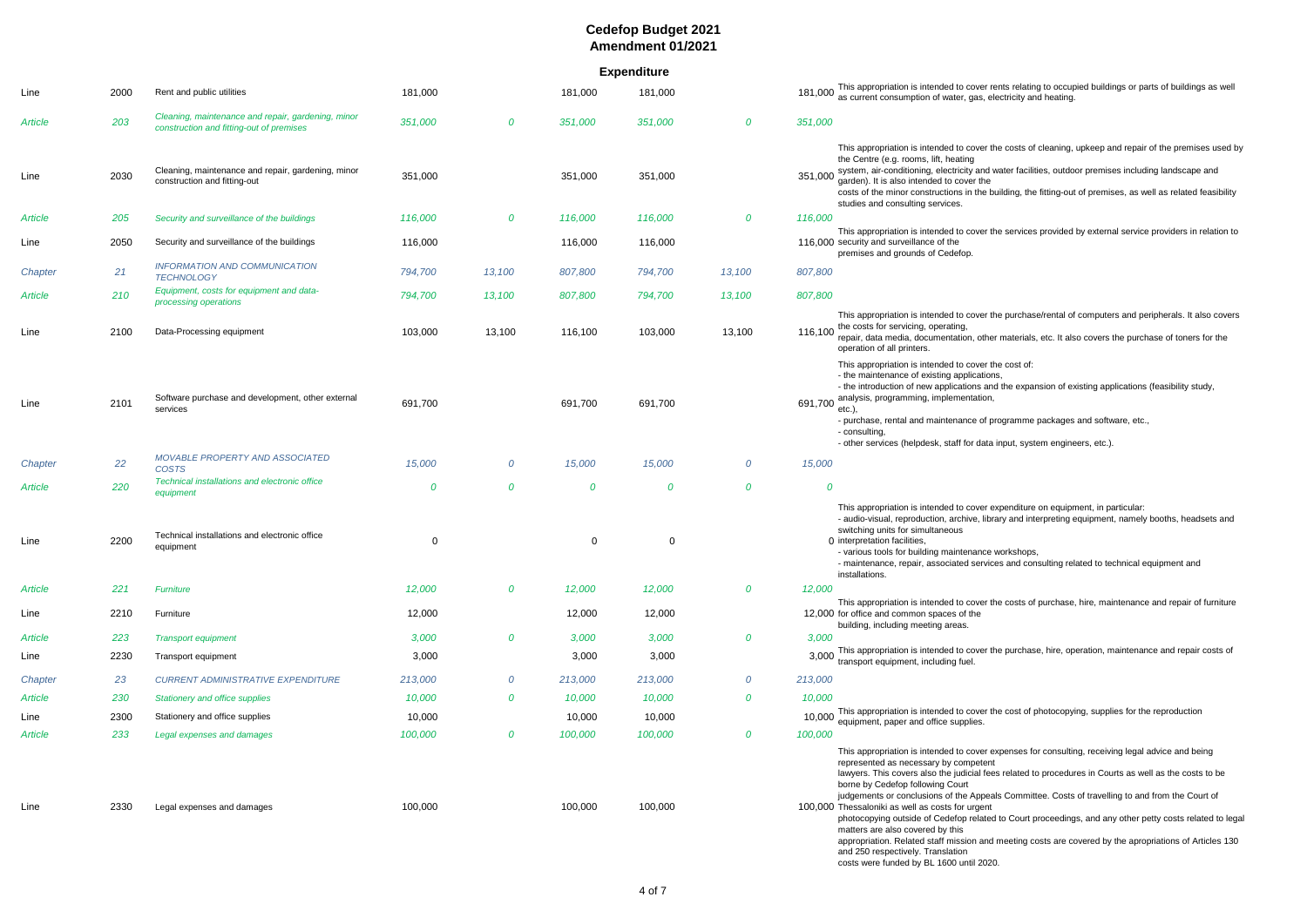# Cedefop Budget 2021
## Amendment 01/2021

### Expenditure

| | | | | | | | | | |
|---|---|---|---|---|---|---|---|---|---|
| Line | 2000 | Rent and public utilities | 181,000 | | 181,000 | 181,000 | | 181,000 | This appropriation is intended to cover rents relating to occupied buildings or parts of buildings as well as current consumption of water, gas, electricity and heating. |
| *Article* | *203* | *Cleaning, maintenance and repair, gardening, minor construction and fitting-out of premises* | *351,000* | *0* | *351,000* | *351,000* | *0* | *351,000* | |
| Line | 2030 | Cleaning, maintenance and repair, gardening, minor construction and fitting-out | 351,000 | | 351,000 | 351,000 | | 351,000 | This appropriation is intended to cover the costs of cleaning, upkeep and repair of the premises used by the Centre (e.g. rooms, lift, heating system, air-conditioning, electricity and water facilities, outdoor premises including landscape and garden). It is also intended to cover the costs of the minor constructions in the building, the fitting-out of premises, as well as related feasibility studies and consulting services. |
| *Article* | *205* | *Security and surveillance of the buildings* | *116,000* | *0* | *116,000* | *116,000* | *0* | *116,000* | |
| Line | 2050 | Security and surveillance of the buildings | 116,000 | | 116,000 | 116,000 | | 116,000 | This appropriation is intended to cover the services provided by external service providers in relation to security and surveillance of the premises and grounds of Cedefop. |
| *Chapter* | *21* | *INFORMATION AND COMMUNICATION TECHNOLOGY* | *794,700* | *13,100* | *807,800* | *794,700* | *13,100* | *807,800* | |
| *Article* | *210* | *Equipment, costs for equipment and data-processing operations* | *794,700* | *13,100* | *807,800* | *794,700* | *13,100* | *807,800* | |
| Line | 2100 | Data-Processing equipment | 103,000 | 13,100 | 116,100 | 103,000 | 13,100 | 116,100 | This appropriation is intended to cover the purchase/rental of computers and peripherals. It also covers the costs for servicing, operating, repair, data media, documentation, other materials, etc. It also covers the purchase of toners for the operation of all printers. |
| Line | 2101 | Software purchase and development, other external services | 691,700 | | 691,700 | 691,700 | | 691,700 | This appropriation is intended to cover the cost of: - the maintenance of existing applications, - the introduction of new applications and the expansion of existing applications (feasibility study, analysis, programming, implementation, etc.), - purchase, rental and maintenance of programme packages and software, etc., - consulting, - other services (helpdesk, staff for data input, system engineers, etc.). |
| *Chapter* | *22* | *MOVABLE PROPERTY AND ASSOCIATED COSTS* | *15,000* | *0* | *15,000* | *15,000* | *0* | *15,000* | |
| *Article* | *220* | *Technical installations and electronic office equipment* | *0* | *0* | *0* | *0* | *0* | *0* | |
| Line | 2200 | Technical installations and electronic office equipment | 0 | | 0 | 0 | | 0 | This appropriation is intended to cover expenditure on equipment, in particular: - audio-visual, reproduction, archive, library and interpreting equipment, namely booths, headsets and switching units for simultaneous interpretation facilities, - various tools for building maintenance workshops, - maintenance, repair, associated services and consulting related to technical equipment and installations. |
| *Article* | *221* | *Furniture* | *12,000* | *0* | *12,000* | *12,000* | *0* | *12,000* | |
| Line | 2210 | Furniture | 12,000 | | 12,000 | 12,000 | | 12,000 | This appropriation is intended to cover the costs of purchase, hire, maintenance and repair of furniture for office and common spaces of the building, including meeting areas. |
| *Article* | *223* | *Transport equipment* | *3,000* | *0* | *3,000* | *3,000* | *0* | *3,000* | |
| Line | 2230 | Transport equipment | 3,000 | | 3,000 | 3,000 | | 3,000 | This appropriation is intended to cover the purchase, hire, operation, maintenance and repair costs of transport equipment, including fuel. |
| *Chapter* | *23* | *CURRENT ADMINISTRATIVE EXPENDITURE* | *213,000* | *0* | *213,000* | *213,000* | *0* | *213,000* | |
| *Article* | *230* | *Stationery and office supplies* | *10,000* | *0* | *10,000* | *10,000* | *0* | *10,000* | |
| Line | 2300 | Stationery and office supplies | 10,000 | | 10,000 | 10,000 | | 10,000 | This appropriation is intended to cover the cost of photocopying, supplies for the reproduction equipment, paper and office supplies. |
| *Article* | *233* | *Legal expenses and damages* | *100,000* | *0* | *100,000* | *100,000* | *0* | *100,000* | |
| Line | 2330 | Legal expenses and damages | 100,000 | | 100,000 | 100,000 | | 100,000 | This appropriation is intended to cover expenses for consulting, receiving legal advice and being represented as necessary by competent lawyers. This covers also the judicial fees related to procedures in Courts as well as the costs to be borne by Cedefop following Court judgements or conclusions of the Appeals Committee. Costs of travelling to and from the Court of Thessaloniki as well as costs for urgent photocopying outside of Cedefop related to Court proceedings, and any other petty costs related to legal matters are also covered by this appropriation. Related staff mission and meeting costs are covered by the apropriations of Articles 130 and 250 respectively. Translation costs were funded by BL 1600 until 2020. |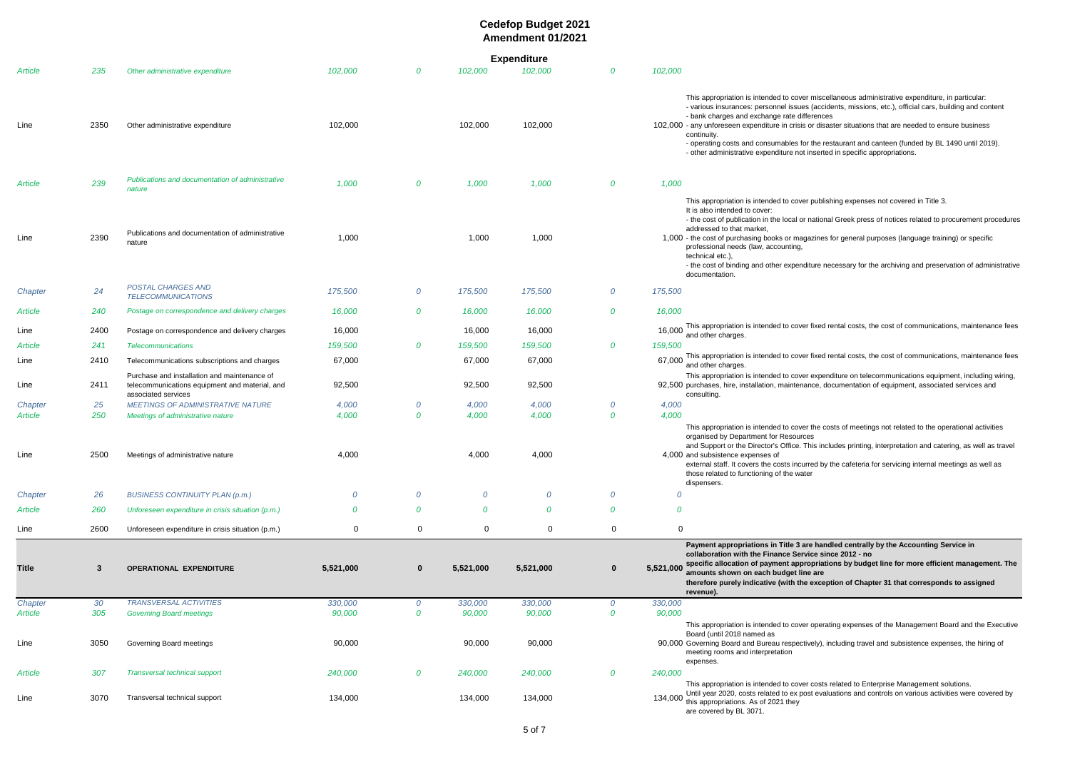# Cedefop Budget 2021
## Amendment 01/2021

**Expenditure**

| | | | | | | | | | |
|---|---|---|---|---|---|---|---|---|---|
| *Article* | *235* | *Other administrative expenditure* | *102,000* | *0* | *102,000* | *102,000* | *0* | *102,000* | |
| Line | 2350 | Other administrative expenditure | 102,000 | | 102,000 | 102,000 | | 102,000 | This appropriation is intended to cover miscellaneous administrative expenditure, in particular: - various insurances: personnel issues (accidents, missions, etc.), official cars, building and content - bank charges and exchange rate differences - any unforeseen expenditure in crisis or disaster situations that are needed to ensure business continuity. - operating costs and consumables for the restaurant and canteen (funded by BL 1490 until 2019). - other administrative expenditure not inserted in specific appropriations. |
| *Article* | *239* | *Publications and documentation of administrative nature* | *1,000* | *0* | *1,000* | *1,000* | *0* | *1,000* | |
| Line | 2390 | Publications and documentation of administrative nature | 1,000 | | 1,000 | 1,000 | | 1,000 | This appropriation is intended to cover publishing expenses not covered in Title 3. It is also intended to cover: - the cost of publication in the local or national Greek press of notices related to procurement procedures addressed to that market, - the cost of purchasing books or magazines for general purposes (language training) or specific professional needs (law, accounting, technical etc.), - the cost of binding and other expenditure necessary for the archiving and preservation of administrative documentation. |
| *Chapter* | *24* | *POSTAL CHARGES AND TELECOMMUNICATIONS* | *175,500* | *0* | *175,500* | *175,500* | *0* | *175,500* | |
| *Article* | *240* | *Postage on correspondence and delivery charges* | *16,000* | *0* | *16,000* | *16,000* | *0* | *16,000* | |
| Line | 2400 | Postage on correspondence and delivery charges | 16,000 | | 16,000 | 16,000 | | 16,000 | This appropriation is intended to cover fixed rental costs, the cost of communications, maintenance fees and other charges. |
| *Article* | *241* | *Telecommunications* | *159,500* | *0* | *159,500* | *159,500* | *0* | *159,500* | |
| Line | 2410 | Telecommunications subscriptions and charges | 67,000 | | 67,000 | 67,000 | | 67,000 | This appropriation is intended to cover fixed rental costs, the cost of communications, maintenance fees and other charges. |
| Line | 2411 | Purchase and installation and maintenance of telecommunications equipment and material, and associated services | 92,500 | | 92,500 | 92,500 | | 92,500 | This appropriation is intended to cover expenditure on telecommunications equipment, including wiring, purchases, hire, installation, maintenance, documentation of equipment, associated services and consulting. |
| *Chapter* | *25* | *MEETINGS OF ADMINISTRATIVE NATURE* | *4,000* | *0* | *4,000* | *4,000* | *0* | *4,000* | |
| *Article* | *250* | *Meetings of administrative nature* | *4,000* | *0* | *4,000* | *4,000* | *0* | *4,000* | |
| Line | 2500 | Meetings of administrative nature | 4,000 | | 4,000 | 4,000 | | 4,000 | This appropriation is intended to cover the costs of meetings not related to the operational activities organised by Department for Resources and Support or the Director's Office. This includes printing, interpretation and catering, as well as travel and subsistence expenses of external staff. It covers the costs incurred by the cafeteria for servicing internal meetings as well as those related to functioning of the water dispensers. |
| *Chapter* | *26* | *BUSINESS CONTINUITY PLAN (p.m.)* | *0* | *0* | *0* | *0* | *0* | *0* | |
| *Article* | *260* | *Unforeseen expenditure in crisis situation (p.m.)* | *0* | *0* | *0* | *0* | *0* | *0* | |
| Line | 2600 | Unforeseen expenditure in crisis situation (p.m.) | 0 | 0 | 0 | 0 | 0 | 0 | |
| **Title** | **3** | **OPERATIONAL EXPENDITURE** | **5,521,000** | **0** | **5,521,000** | **5,521,000** | **0** | **5,521,000** | **Payment appropriations in Title 3 are handled centrally by the Accounting Service in collaboration with the Finance Service since 2012 - no specific allocation of payment appropriations by budget line for more efficient management. The amounts shown on each budget line are therefore purely indicative (with the exception of Chapter 31 that corresponds to assigned revenue).** |
| *Chapter* | *30* | *TRANSVERSAL ACTIVITIES* | *330,000* | *0* | *330,000* | *330,000* | *0* | *330,000* | |
| *Article* | *305* | *Governing Board meetings* | *90,000* | *0* | *90,000* | *90,000* | *0* | *90,000* | |
| Line | 3050 | Governing Board meetings | 90,000 | | 90,000 | 90,000 | | 90,000 | This appropriation is intended to cover operating expenses of the Management Board and the Executive Board (until 2018 named as Governing Board and Bureau respectively), including travel and subsistence expenses, the hiring of meeting rooms and interpretation expenses. |
| *Article* | *307* | *Transversal technical support* | *240,000* | *0* | *240,000* | *240,000* | *0* | *240,000* | |
| Line | 3070 | Transversal technical support | 134,000 | | 134,000 | 134,000 | | 134,000 | This appropriation is intended to cover costs related to Enterprise Management solutions. Until year 2020, costs related to ex post evaluations and controls on various activities were covered by this appropriations. As of 2021 they are covered by BL 3071. |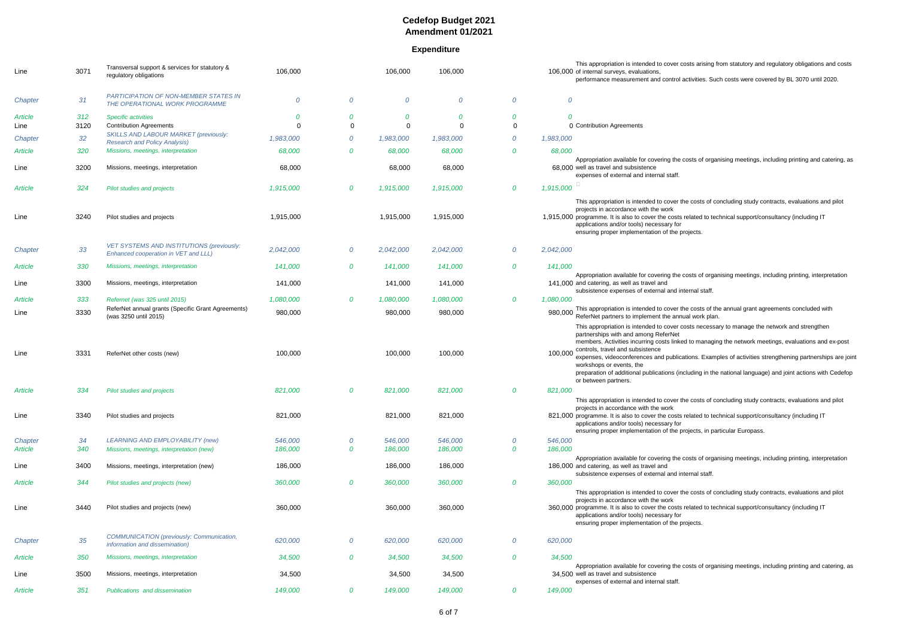# Cedefop Budget 2021
## Amendment 01/2021

### Expenditure

| | | | | | | | | | |
|---|---|---|---|---|---|---|---|---|---|
| Line | 3071 | Transversal support & services for statutory & regulatory obligations | 106,000 | | 106,000 | 106,000 | | 106,000 | This appropriation is intended to cover costs arising from statutory and regulatory obligations and costs of internal surveys, evaluations, performance measurement and control activities. Such costs were covered by BL 3070 until 2020. |
| *Chapter* | *31* | *PARTICIPATION OF NON-MEMBER STATES IN THE OPERATIONAL WORK PROGRAMME* | *0* | *0* | *0* | *0* | *0* | *0* | |
| *Article* | *312* | *Specific activities* | *0* | *0* | *0* | *0* | *0* | *0* | |
| Line | 3120 | Contribution Agreements | 0 | 0 | 0 | 0 | 0 | 0 | Contribution Agreements |
| *Chapter* | *32* | *SKILLS AND LABOUR MARKET (previously: Research and Policy Analysis)* | *1,983,000* | *0* | *1,983,000* | *1,983,000* | *0* | *1,983,000* | |
| *Article* | *320* | *Missions, meetings, interpretation* | *68,000* | *0* | *68,000* | *68,000* | *0* | *68,000* | |
| Line | 3200 | Missions, meetings, interpretation | 68,000 | | 68,000 | 68,000 | | 68,000 | Appropriation available for covering the costs of organising meetings, including printing and catering, as well as travel and subsistence expenses of external and internal staff. |
| *Article* | *324* | *Pilot studies and projects* | *1,915,000* | *0* | *1,915,000* | *1,915,000* | *0* | *1,915,000* | |
| Line | 3240 | Pilot studies and projects | 1,915,000 | | 1,915,000 | 1,915,000 | | 1,915,000 | This appropriation is intended to cover the costs of concluding study contracts, evaluations and pilot projects in accordance with the work programme. It is also to cover the costs related to technical support/consultancy (including IT applications and/or tools) necessary for ensuring proper implementation of the projects. |
| *Chapter* | *33* | *VET SYSTEMS AND INSTITUTIONS (previously: Enhanced cooperation in VET and LLL)* | *2,042,000* | *0* | *2,042,000* | *2,042,000* | *0* | *2,042,000* | |
| *Article* | *330* | *Missions, meetings, interpretation* | *141,000* | *0* | *141,000* | *141,000* | *0* | *141,000* | |
| Line | 3300 | Missions, meetings, interpretation | 141,000 | | 141,000 | 141,000 | | 141,000 | Appropriation available for covering the costs of organising meetings, including printing, interpretation and catering, as well as travel and subsistence expenses of external and internal staff. |
| *Article* | *333* | *Refernet (was 325 until 2015)* | *1,080,000* | *0* | *1,080,000* | *1,080,000* | *0* | *1,080,000* | |
| Line | 3330 | ReferNet annual grants (Specific Grant Agreements) (was 3250 until 2015) | 980,000 | | 980,000 | 980,000 | | 980,000 | This appropriation is intended to cover the costs of the annual grant agreements concluded with ReferNet partners to implement the annual work plan. |
| Line | 3331 | ReferNet other costs (new) | 100,000 | | 100,000 | 100,000 | | 100,000 | This appropriation is intended to cover costs necessary to manage the network and strengthen partnerships with and among ReferNet members. Activities incurring costs linked to managing the network meetings, evaluations and ex-post controls, travel and subsistence expenses, videoconferences and publications. Examples of activities strengthening partnerships are joint workshops or events, the preparation of additional publications (including in the national language) and joint actions with Cedefop or between partners. |
| *Article* | *334* | *Pilot studies and projects* | *821,000* | *0* | *821,000* | *821,000* | *0* | *821,000* | |
| Line | 3340 | Pilot studies and projects | 821,000 | | 821,000 | 821,000 | | 821,000 | This appropriation is intended to cover the costs of concluding study contracts, evaluations and pilot projects in accordance with the work programme. It is also to cover the costs related to technical support/consultancy (including IT applications and/or tools) necessary for ensuring proper implementation of the projects, in particular Europass. |
| *Chapter* | *34* | *LEARNING AND EMPLOYABILITY (new)* | *546,000* | *0* | *546,000* | *546,000* | *0* | *546,000* | |
| *Article* | *340* | *Missions, meetings, interpretation (new)* | *186,000* | *0* | *186,000* | *186,000* | *0* | *186,000* | |
| Line | 3400 | Missions, meetings, interpretation (new) | 186,000 | | 186,000 | 186,000 | | 186,000 | Appropriation available for covering the costs of organising meetings, including printing, interpretation and catering, as well as travel and subsistence expenses of external and internal staff. |
| *Article* | *344* | *Pilot studies and projects (new)* | *360,000* | *0* | *360,000* | *360,000* | *0* | *360,000* | |
| Line | 3440 | Pilot studies and projects (new) | 360,000 | | 360,000 | 360,000 | | 360,000 | This appropriation is intended to cover the costs of concluding study contracts, evaluations and pilot projects in accordance with the work programme. It is also to cover the costs related to technical support/consultancy (including IT applications and/or tools) necessary for ensuring proper implementation of the projects. |
| *Chapter* | *35* | *COMMUNICATION (previously: Communication, information and dissemination)* | *620,000* | *0* | *620,000* | *620,000* | *0* | *620,000* | |
| *Article* | *350* | *Missions, meetings, interpretation* | *34,500* | *0* | *34,500* | *34,500* | *0* | *34,500* | |
| Line | 3500 | Missions, meetings, interpretation | 34,500 | | 34,500 | 34,500 | | 34,500 | Appropriation available for covering the costs of organising meetings, including printing and catering, as well as travel and subsistence expenses of external and internal staff. |
| *Article* | *351* | *Publications and dissemination* | *149,000* | *0* | *149,000* | *149,000* | *0* | *149,000* | |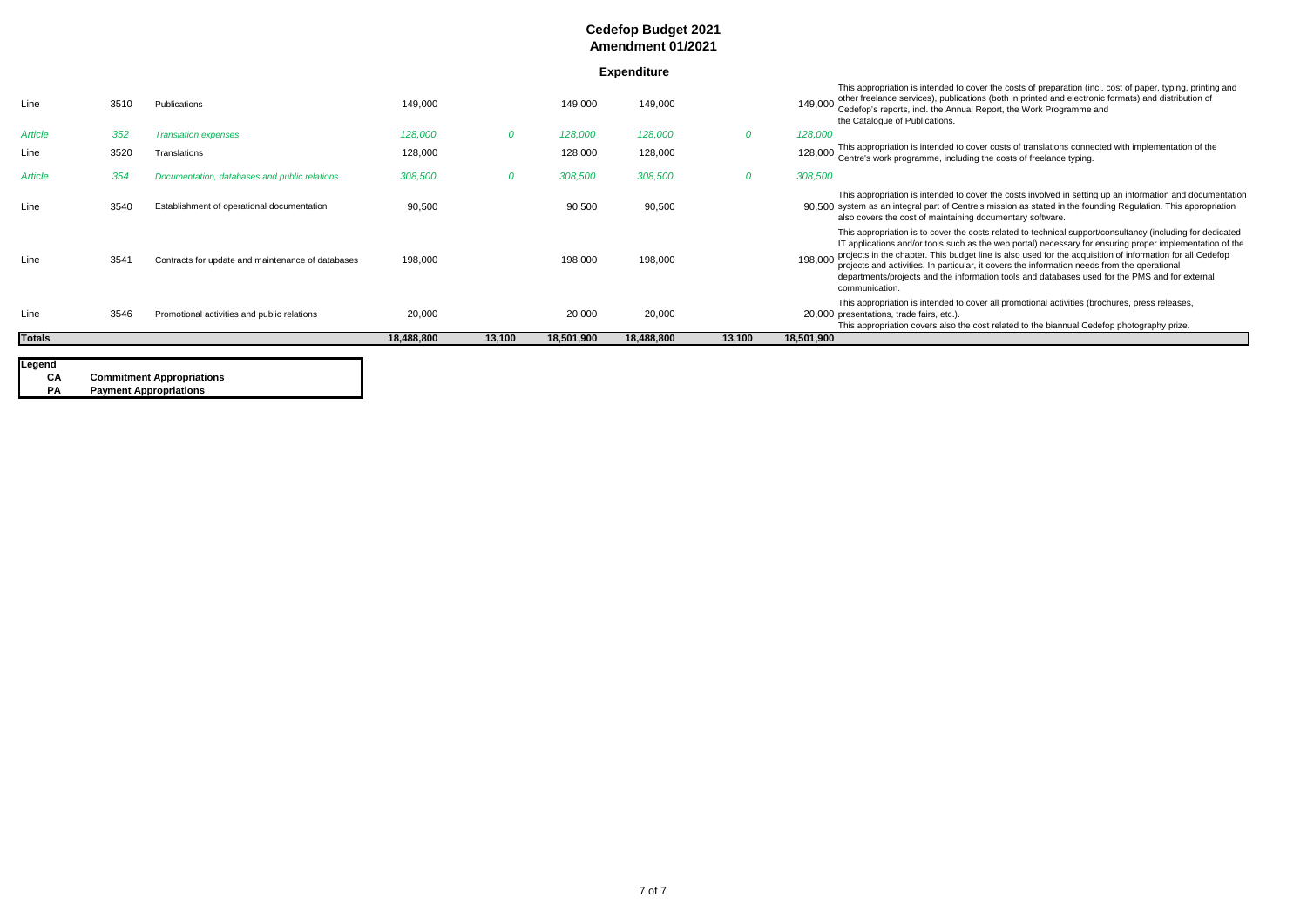# Cedefop Budget 2021
## Amendment 01/2021

### Expenditure

| | | | | | | | | | |
|---|---|---|---|---|---|---|---|---|---|
| Line | 3510 | Publications | 149,000 | | 149,000 | 149,000 | | 149,000 | This appropriation is intended to cover the costs of preparation (incl. cost of paper, typing, printing and other freelance services), publications (both in printed and electronic formats) and distribution of Cedefop's reports, incl. the Annual Report, the Work Programme and the Catalogue of Publications. |
| *Article* | *352* | *Translation expenses* | *128,000* | *0* | *128,000* | *128,000* | *0* | *128,000* | |
| Line | 3520 | Translations | 128,000 | | 128,000 | 128,000 | | 128,000 | This appropriation is intended to cover costs of translations connected with implementation of the Centre's work programme, including the costs of freelance typing. |
| *Article* | *354* | *Documentation, databases and public relations* | *308,500* | *0* | *308,500* | *308,500* | *0* | *308,500* | |
| Line | 3540 | Establishment of operational documentation | 90,500 | | 90,500 | 90,500 | | 90,500 | This appropriation is intended to cover the costs involved in setting up an information and documentation system as an integral part of Centre's mission as stated in the founding Regulation. This appropriation also covers the cost of maintaining documentary software. |
| Line | 3541 | Contracts for update and maintenance of databases | 198,000 | | 198,000 | 198,000 | | 198,000 | This appropriation is to cover the costs related to technical support/consultancy (including for dedicated IT applications and/or tools such as the web portal) necessary for ensuring proper implementation of the projects in the chapter. This budget line is also used for the acquisition of information for all Cedefop projects and activities. In particular, it covers the information needs from the operational departments/projects and the information tools and databases used for the PMS and for external communication. |
| Line | 3546 | Promotional activities and public relations | 20,000 | | 20,000 | 20,000 | | 20,000 | This appropriation is intended to cover all promotional activities (brochures, press releases, presentations, trade fairs, etc.). This appropriation covers also the cost related to the biannual Cedefop photography prize. |
| **Totals** | | | **18,488,800** | **13,100** | **18,501,900** | **18,488,800** | **13,100** | **18,501,900** | |

**Legend**

| | |
|---|---|
| **CA** | **Commitment Appropriations** |
| **PA** | **Payment Appropriations** |